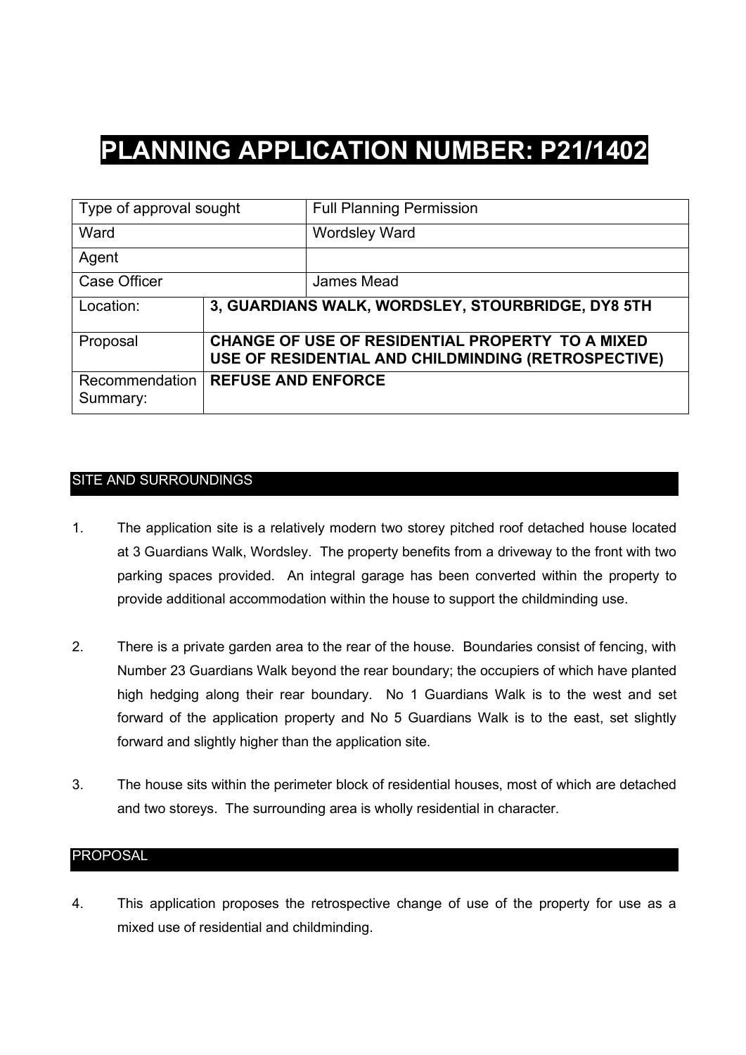# PLANNING APPLICATION NUMBER: P21/1402

| Type of approval sought | | Full Planning Permission |
| --- | --- | --- |
| Ward | | Wordsley Ward |
| Agent | | |
| Case Officer | | James Mead |
| Location: | **3, GUARDIANS WALK, WORDSLEY, STOURBRIDGE, DY8 5TH** | |
| Proposal | **CHANGE OF USE OF RESIDENTIAL PROPERTY TO A MIXED USE OF RESIDENTIAL AND CHILDMINDING (RETROSPECTIVE)** | |
| Recommendation Summary: | **REFUSE AND ENFORCE** | |

## SITE AND SURROUNDINGS

1. The application site is a relatively modern two storey pitched roof detached house located at 3 Guardians Walk, Wordsley. The property benefits from a driveway to the front with two parking spaces provided. An integral garage has been converted within the property to provide additional accommodation within the house to support the childminding use.

2. There is a private garden area to the rear of the house. Boundaries consist of fencing, with Number 23 Guardians Walk beyond the rear boundary; the occupiers of which have planted high hedging along their rear boundary. No 1 Guardians Walk is to the west and set forward of the application property and No 5 Guardians Walk is to the east, set slightly forward and slightly higher than the application site.

3. The house sits within the perimeter block of residential houses, most of which are detached and two storeys. The surrounding area is wholly residential in character.

## PROPOSAL

4. This application proposes the retrospective change of use of the property for use as a mixed use of residential and childminding.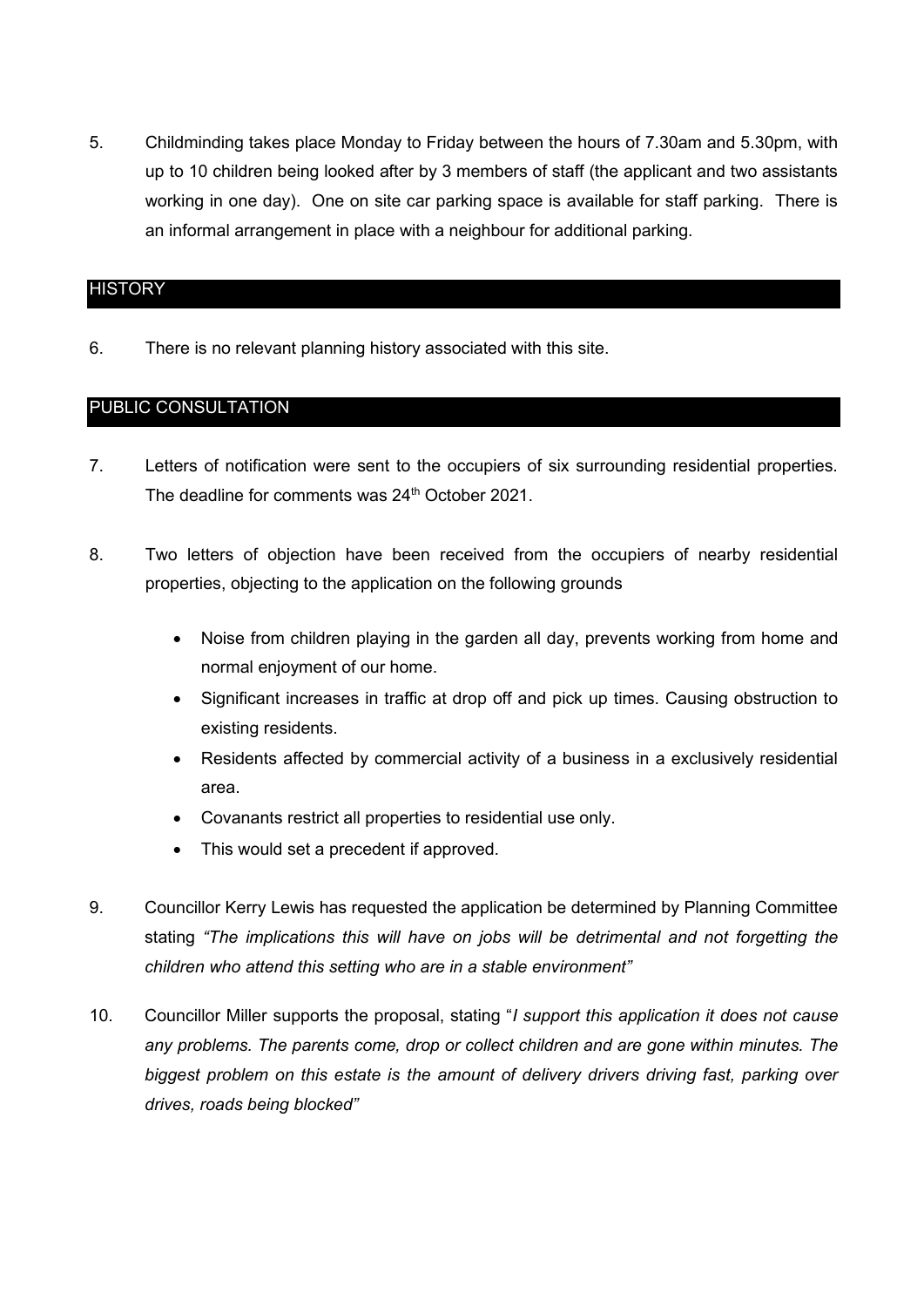5. Childminding takes place Monday to Friday between the hours of 7.30am and 5.30pm, with up to 10 children being looked after by 3 members of staff (the applicant and two assistants working in one day). One on site car parking space is available for staff parking. There is an informal arrangement in place with a neighbour for additional parking.

## HISTORY

6. There is no relevant planning history associated with this site.

## PUBLIC CONSULTATION

7. Letters of notification were sent to the occupiers of six surrounding residential properties. The deadline for comments was 24th October 2021.

8. Two letters of objection have been received from the occupiers of nearby residential properties, objecting to the application on the following grounds

   - Noise from children playing in the garden all day, prevents working from home and normal enjoyment of our home.
   - Significant increases in traffic at drop off and pick up times. Causing obstruction to existing residents.
   - Residents affected by commercial activity of a business in a exclusively residential area.
   - Covanants restrict all properties to residential use only.
   - This would set a precedent if approved.

9. Councillor Kerry Lewis has requested the application be determined by Planning Committee stating *"The implications this will have on jobs will be detrimental and not forgetting the children who attend this setting who are in a stable environment"*

10. Councillor Miller supports the proposal, stating "*I support this application it does not cause any problems. The parents come, drop or collect children and are gone within minutes. The biggest problem on this estate is the amount of delivery drivers driving fast, parking over drives, roads being blocked"*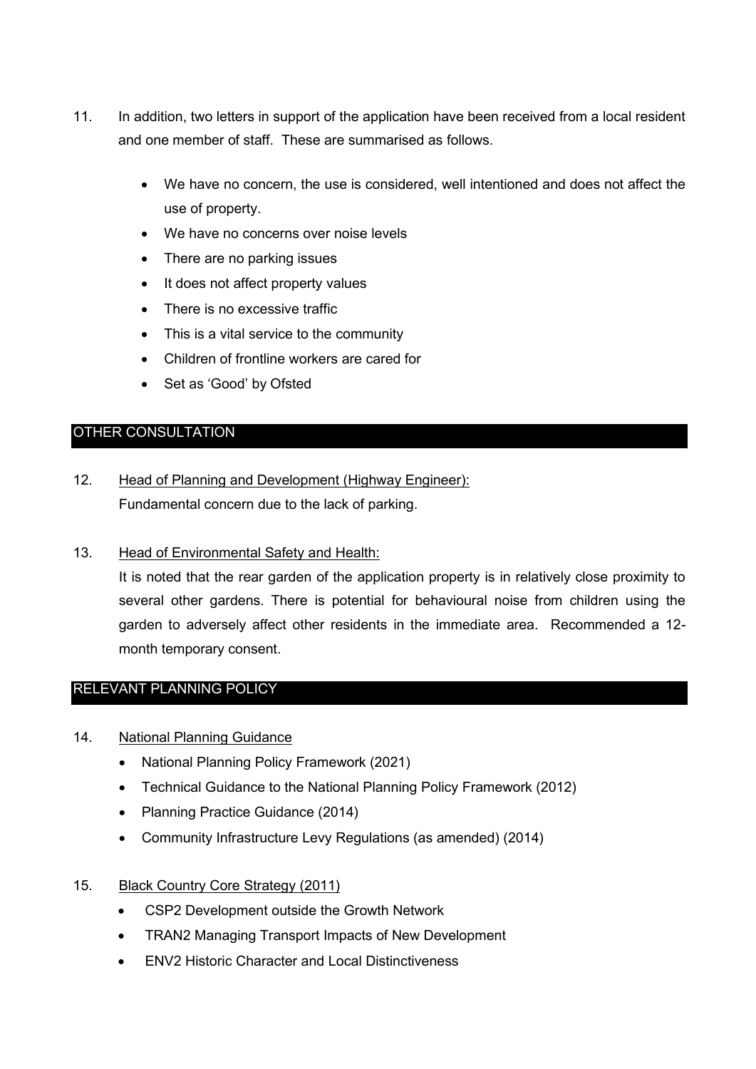11. In addition, two letters in support of the application have been received from a local resident and one member of staff. These are summarised as follows.

    - We have no concern, the use is considered, well intentioned and does not affect the use of property.
    - We have no concerns over noise levels
    - There are no parking issues
    - It does not affect property values
    - There is no excessive traffic
    - This is a vital service to the community
    - Children of frontline workers are cared for
    - Set as 'Good' by Ofsted

## OTHER CONSULTATION

12. Head of Planning and Development (Highway Engineer):
    Fundamental concern due to the lack of parking.

13. Head of Environmental Safety and Health:
    It is noted that the rear garden of the application property is in relatively close proximity to several other gardens. There is potential for behavioural noise from children using the garden to adversely affect other residents in the immediate area. Recommended a 12-month temporary consent.

## RELEVANT PLANNING POLICY

14. National Planning Guidance
    - National Planning Policy Framework (2021)
    - Technical Guidance to the National Planning Policy Framework (2012)
    - Planning Practice Guidance (2014)
    - Community Infrastructure Levy Regulations (as amended) (2014)

15. Black Country Core Strategy (2011)
    - CSP2 Development outside the Growth Network
    - TRAN2 Managing Transport Impacts of New Development
    - ENV2 Historic Character and Local Distinctiveness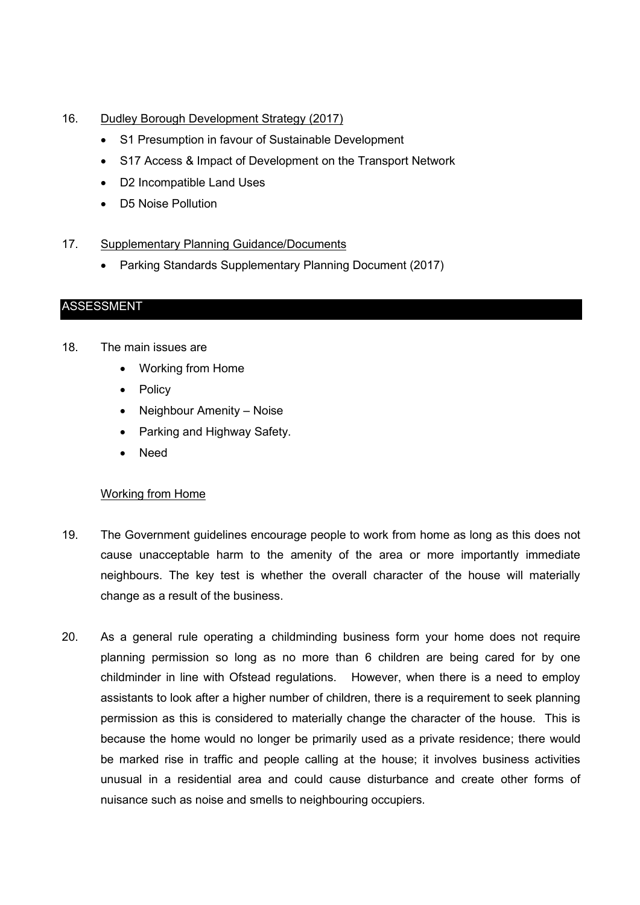16. Dudley Borough Development Strategy (2017)

    - S1 Presumption in favour of Sustainable Development
    - S17 Access & Impact of Development on the Transport Network
    - D2 Incompatible Land Uses
    - D5 Noise Pollution

17. Supplementary Planning Guidance/Documents

    - Parking Standards Supplementary Planning Document (2017)

## ASSESSMENT

18. The main issues are

    - Working from Home
    - Policy
    - Neighbour Amenity – Noise
    - Parking and Highway Safety.
    - Need

### Working from Home

19. The Government guidelines encourage people to work from home as long as this does not cause unacceptable harm to the amenity of the area or more importantly immediate neighbours. The key test is whether the overall character of the house will materially change as a result of the business.

20. As a general rule operating a childminding business form your home does not require planning permission so long as no more than 6 children are being cared for by one childminder in line with Ofstead regulations. However, when there is a need to employ assistants to look after a higher number of children, there is a requirement to seek planning permission as this is considered to materially change the character of the house. This is because the home would no longer be primarily used as a private residence; there would be marked rise in traffic and people calling at the house; it involves business activities unusual in a residential area and could cause disturbance and create other forms of nuisance such as noise and smells to neighbouring occupiers.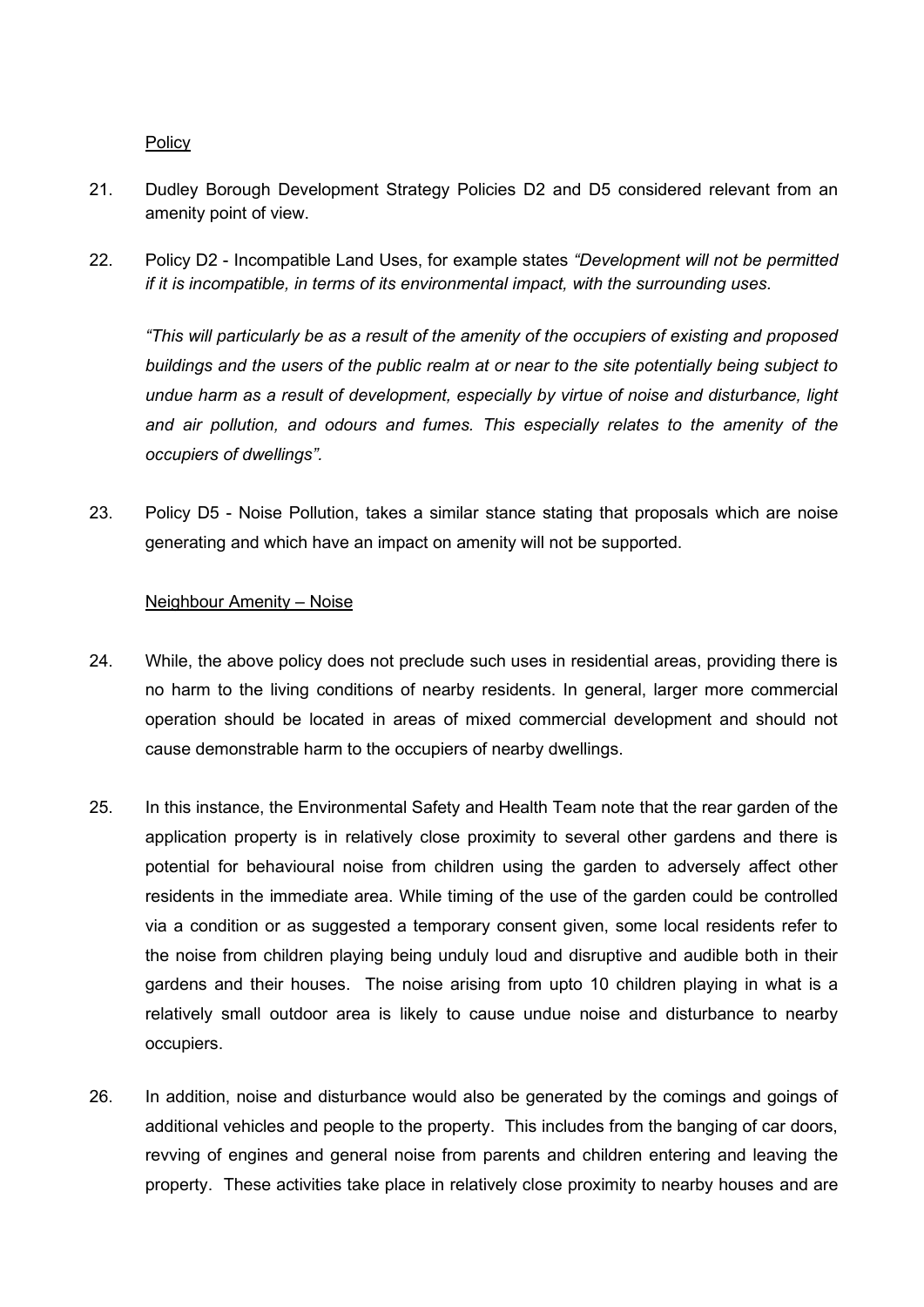<u>Policy</u>

21. Dudley Borough Development Strategy Policies D2 and D5 considered relevant from an amenity point of view.

22. Policy D2 - Incompatible Land Uses, for example states *"Development will not be permitted if it is incompatible, in terms of its environmental impact, with the surrounding uses.*

    *"This will particularly be as a result of the amenity of the occupiers of existing and proposed buildings and the users of the public realm at or near to the site potentially being subject to undue harm as a result of development, especially by virtue of noise and disturbance, light and air pollution, and odours and fumes. This especially relates to the amenity of the occupiers of dwellings".*

23. Policy D5 - Noise Pollution, takes a similar stance stating that proposals which are noise generating and which have an impact on amenity will not be supported.

<u>Neighbour Amenity – Noise</u>

24. While, the above policy does not preclude such uses in residential areas, providing there is no harm to the living conditions of nearby residents. In general, larger more commercial operation should be located in areas of mixed commercial development and should not cause demonstrable harm to the occupiers of nearby dwellings.

25. In this instance, the Environmental Safety and Health Team note that the rear garden of the application property is in relatively close proximity to several other gardens and there is potential for behavioural noise from children using the garden to adversely affect other residents in the immediate area. While timing of the use of the garden could be controlled via a condition or as suggested a temporary consent given, some local residents refer to the noise from children playing being unduly loud and disruptive and audible both in their gardens and their houses. The noise arising from upto 10 children playing in what is a relatively small outdoor area is likely to cause undue noise and disturbance to nearby occupiers.

26. In addition, noise and disturbance would also be generated by the comings and goings of additional vehicles and people to the property. This includes from the banging of car doors, revving of engines and general noise from parents and children entering and leaving the property. These activities take place in relatively close proximity to nearby houses and are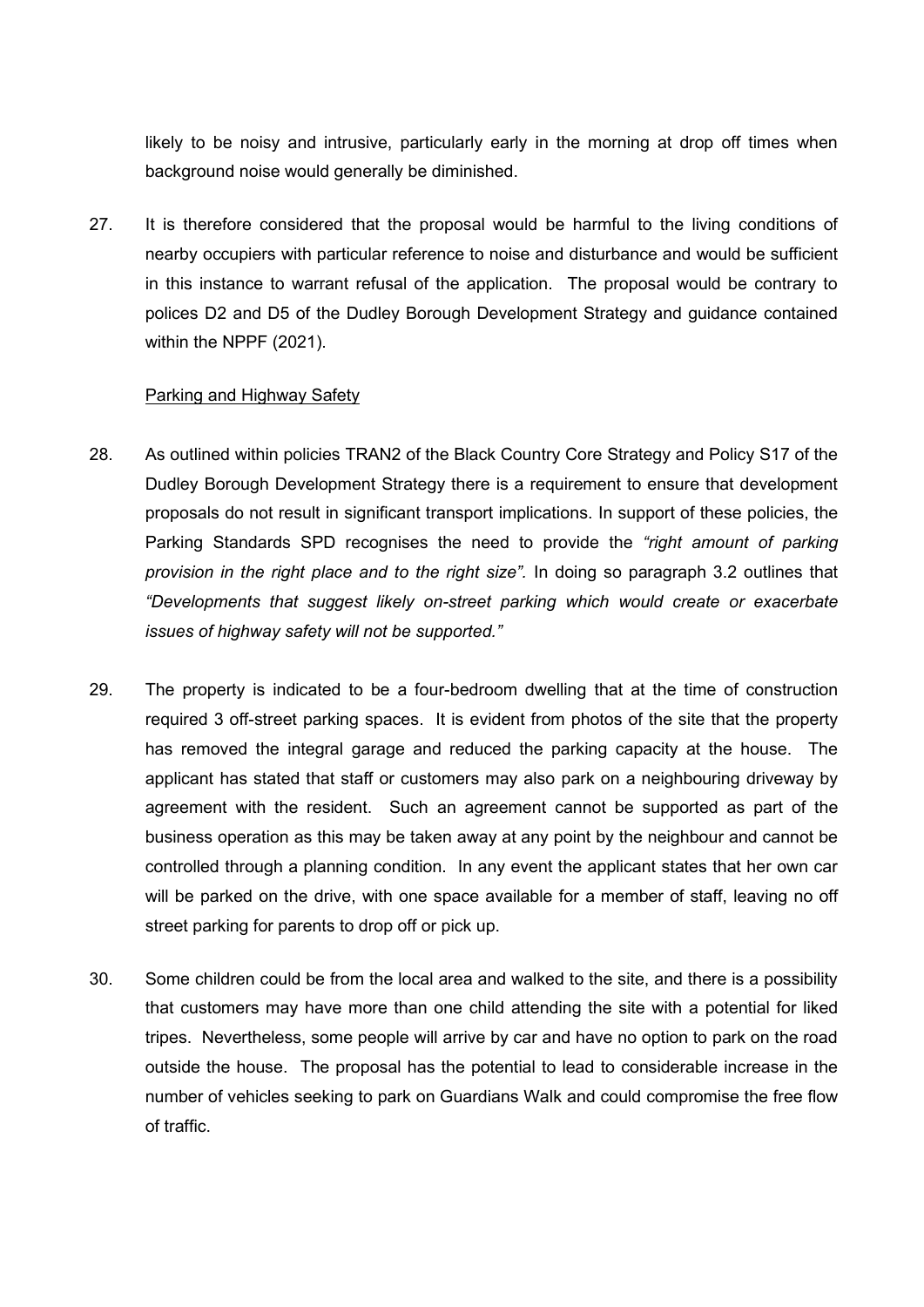likely to be noisy and intrusive, particularly early in the morning at drop off times when background noise would generally be diminished.

27. It is therefore considered that the proposal would be harmful to the living conditions of nearby occupiers with particular reference to noise and disturbance and would be sufficient in this instance to warrant refusal of the application. The proposal would be contrary to polices D2 and D5 of the Dudley Borough Development Strategy and guidance contained within the NPPF (2021).

<u>Parking and Highway Safety</u>

28. As outlined within policies TRAN2 of the Black Country Core Strategy and Policy S17 of the Dudley Borough Development Strategy there is a requirement to ensure that development proposals do not result in significant transport implications. In support of these policies, the Parking Standards SPD recognises the need to provide the *"right amount of parking provision in the right place and to the right size"*. In doing so paragraph 3.2 outlines that *"Developments that suggest likely on-street parking which would create or exacerbate issues of highway safety will not be supported."*

29. The property is indicated to be a four-bedroom dwelling that at the time of construction required 3 off-street parking spaces. It is evident from photos of the site that the property has removed the integral garage and reduced the parking capacity at the house. The applicant has stated that staff or customers may also park on a neighbouring driveway by agreement with the resident. Such an agreement cannot be supported as part of the business operation as this may be taken away at any point by the neighbour and cannot be controlled through a planning condition. In any event the applicant states that her own car will be parked on the drive, with one space available for a member of staff, leaving no off street parking for parents to drop off or pick up.

30. Some children could be from the local area and walked to the site, and there is a possibility that customers may have more than one child attending the site with a potential for liked tripes. Nevertheless, some people will arrive by car and have no option to park on the road outside the house. The proposal has the potential to lead to considerable increase in the number of vehicles seeking to park on Guardians Walk and could compromise the free flow of traffic.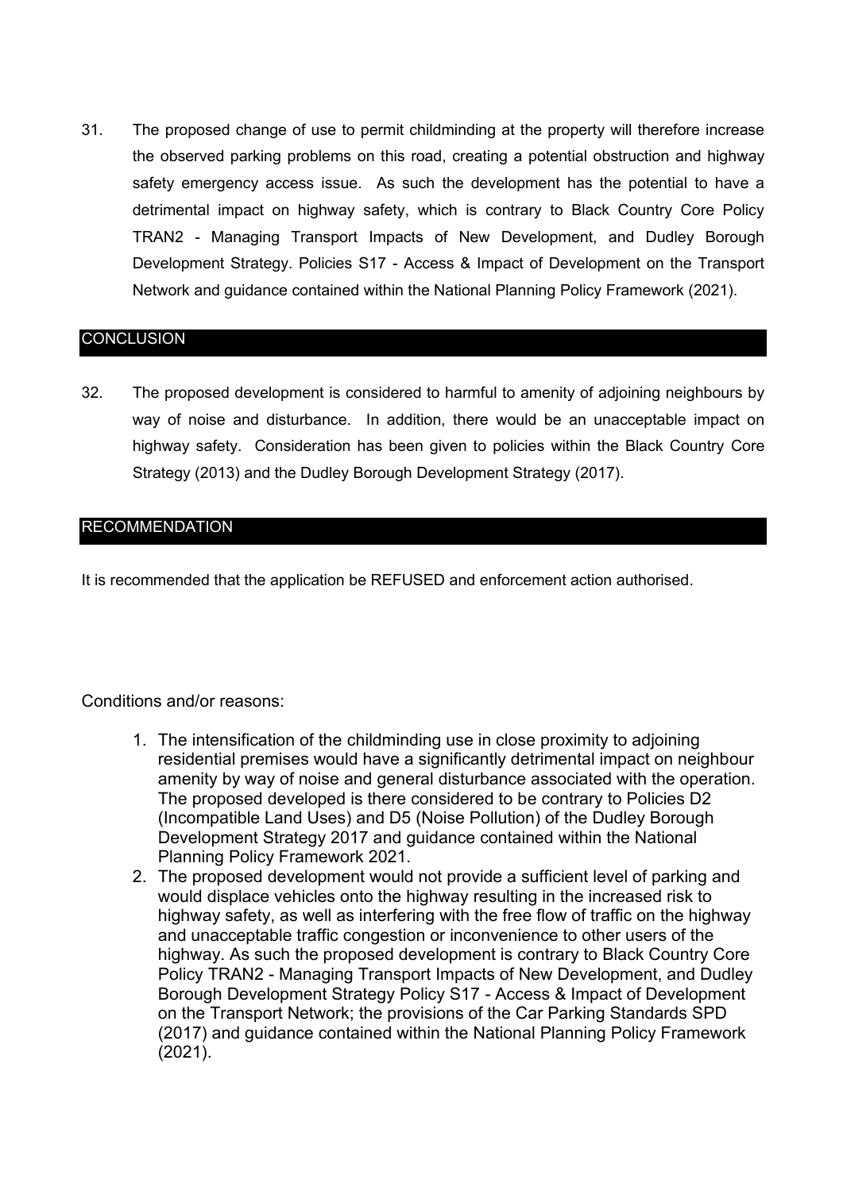31. The proposed change of use to permit childminding at the property will therefore increase the observed parking problems on this road, creating a potential obstruction and highway safety emergency access issue. As such the development has the potential to have a detrimental impact on highway safety, which is contrary to Black Country Core Policy TRAN2 - Managing Transport Impacts of New Development, and Dudley Borough Development Strategy. Policies S17 - Access & Impact of Development on the Transport Network and guidance contained within the National Planning Policy Framework (2021).

## CONCLUSION

32. The proposed development is considered to harmful to amenity of adjoining neighbours by way of noise and disturbance. In addition, there would be an unacceptable impact on highway safety. Consideration has been given to policies within the Black Country Core Strategy (2013) and the Dudley Borough Development Strategy (2017).

## RECOMMENDATION

It is recommended that the application be REFUSED and enforcement action authorised.

Conditions and/or reasons:

1. The intensification of the childminding use in close proximity to adjoining residential premises would have a significantly detrimental impact on neighbour amenity by way of noise and general disturbance associated with the operation. The proposed developed is there considered to be contrary to Policies D2 (Incompatible Land Uses) and D5 (Noise Pollution) of the Dudley Borough Development Strategy 2017 and guidance contained within the National Planning Policy Framework 2021.
2. The proposed development would not provide a sufficient level of parking and would displace vehicles onto the highway resulting in the increased risk to highway safety, as well as interfering with the free flow of traffic on the highway and unacceptable traffic congestion or inconvenience to other users of the highway. As such the proposed development is contrary to Black Country Core Policy TRAN2 - Managing Transport Impacts of New Development, and Dudley Borough Development Strategy Policy S17 - Access & Impact of Development on the Transport Network; the provisions of the Car Parking Standards SPD (2017) and guidance contained within the National Planning Policy Framework (2021).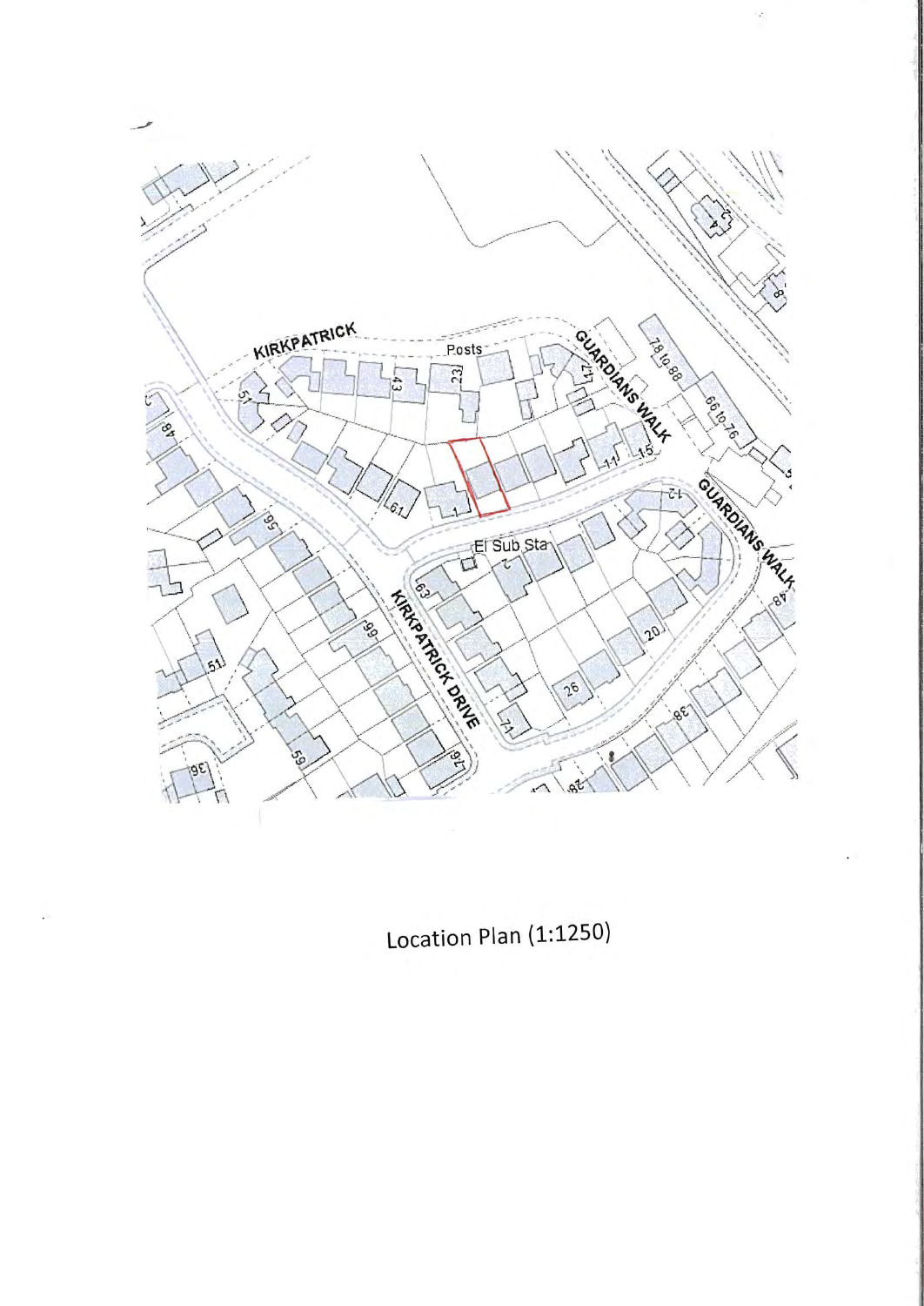Location Plan (1:1250)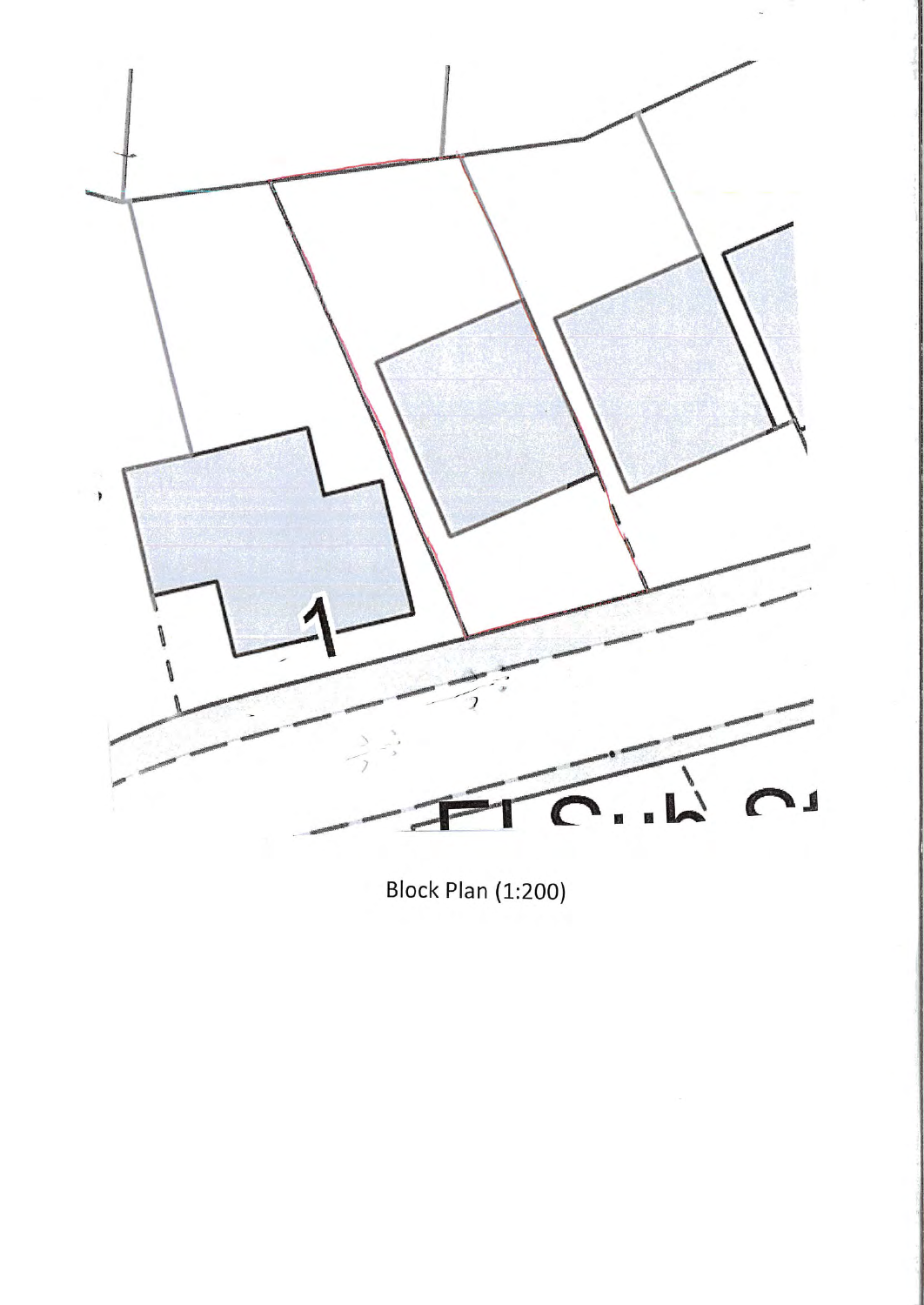1

El Sub St

Block Plan (1:200)